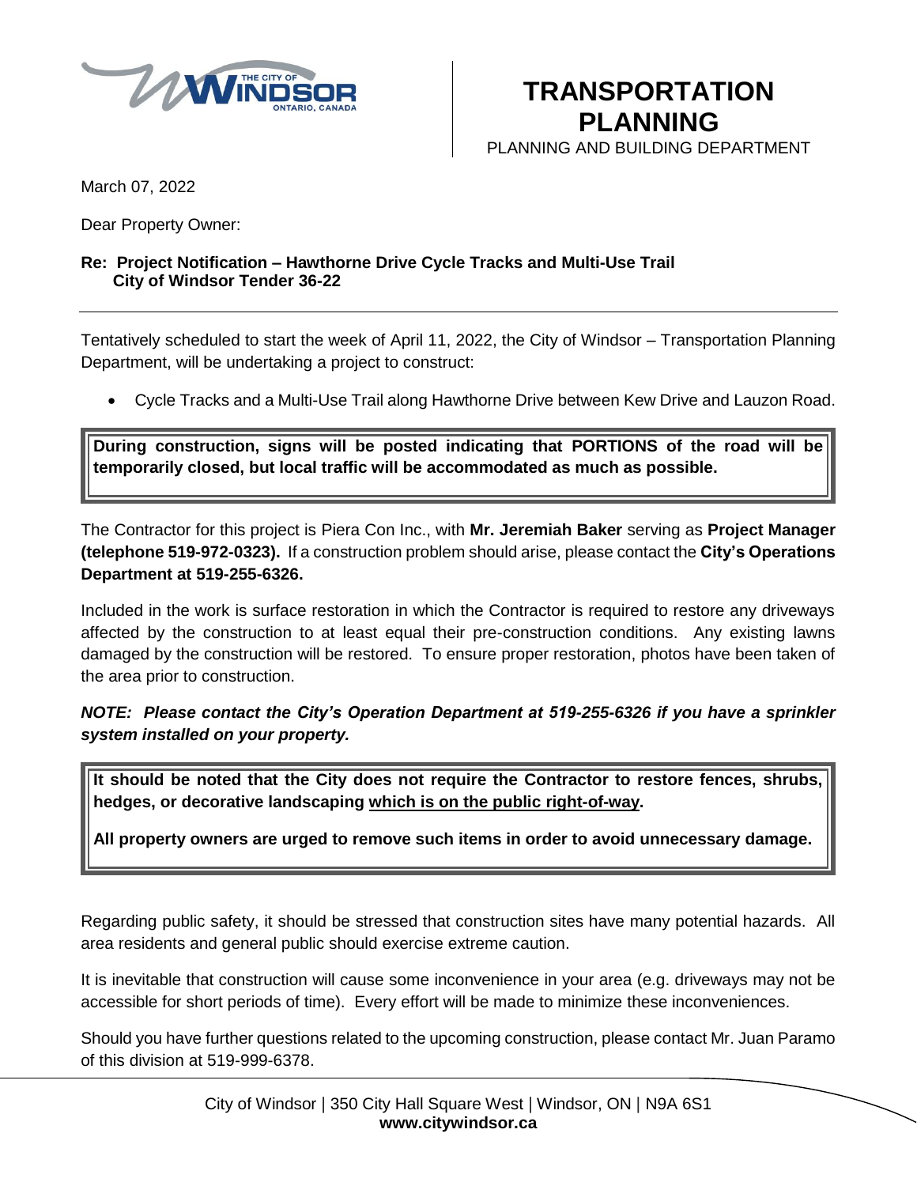# TRANSPORTATION PLANNING

PLANNING AND BUILDING DEPARTMENT

March 07, 2022

Dear Property Owner:

**Re: Project Notification – Hawthorne Drive Cycle Tracks and Multi-Use Trail**
**City of Windsor Tender 36-22**

---

Tentatively scheduled to start the week of April 11, 2022, the City of Windsor – Transportation Planning Department, will be undertaking a project to construct:

- Cycle Tracks and a Multi-Use Trail along Hawthorne Drive between Kew Drive and Lauzon Road.

**During construction, signs will be posted indicating that PORTIONS of the road will be temporarily closed, but local traffic will be accommodated as much as possible.**

The Contractor for this project is Piera Con Inc., with **Mr. Jeremiah Baker** serving as **Project Manager (telephone 519-972-0323).** If a construction problem should arise, please contact the **City's Operations Department at 519-255-6326.**

Included in the work is surface restoration in which the Contractor is required to restore any driveways affected by the construction to at least equal their pre-construction conditions. Any existing lawns damaged by the construction will be restored. To ensure proper restoration, photos have been taken of the area prior to construction.

***NOTE: Please contact the City's Operation Department at 519-255-6326 if you have a sprinkler system installed on your property.***

**It should be noted that the City does not require the Contractor to restore fences, shrubs, hedges, or decorative landscaping <u>which is on the public right-of-way</u>.**

**All property owners are urged to remove such items in order to avoid unnecessary damage.**

Regarding public safety, it should be stressed that construction sites have many potential hazards. All area residents and general public should exercise extreme caution.

It is inevitable that construction will cause some inconvenience in your area (e.g. driveways may not be accessible for short periods of time). Every effort will be made to minimize these inconveniences.

Should you have further questions related to the upcoming construction, please contact Mr. Juan Paramo of this division at 519-999-6378.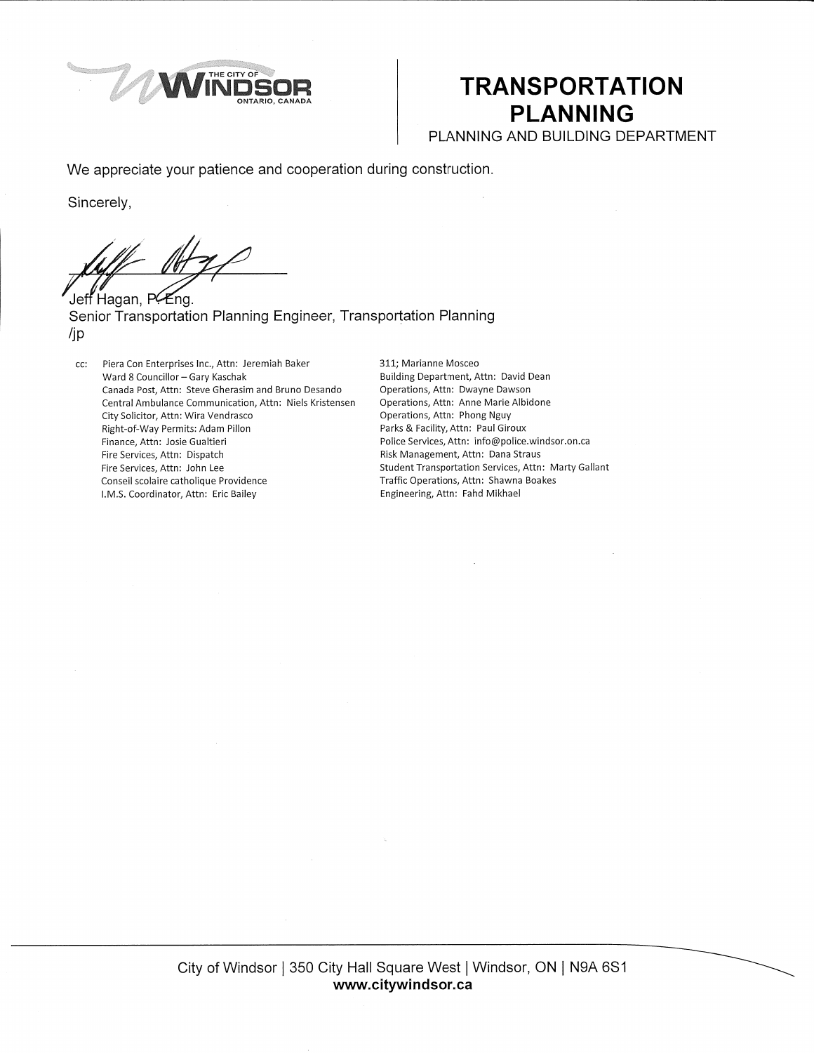We appreciate your patience and cooperation during construction.

Sincerely,

Jeff Hagan, P. Eng.
Senior Transportation Planning Engineer, Transportation Planning
/jp

cc:
- Piera Con Enterprises Inc., Attn: Jeremiah Baker
- Ward 8 Councillor – Gary Kaschak
- Canada Post, Attn: Steve Gherasim and Bruno Desando
- Central Ambulance Communication, Attn: Niels Kristensen
- City Solicitor, Attn: Wira Vendrasco
- Right-of-Way Permits: Adam Pillon
- Finance, Attn: Josie Gualtieri
- Fire Services, Attn: Dispatch
- Fire Services, Attn: John Lee
- Conseil scolaire catholique Providence
- I.M.S. Coordinator, Attn: Eric Bailey
- 311; Marianne Mosceo
- Building Department, Attn: David Dean
- Operations, Attn: Dwayne Dawson
- Operations, Attn: Anne Marie Albidone
- Operations, Attn: Phong Nguy
- Parks & Facility, Attn: Paul Giroux
- Police Services, Attn: info@police.windsor.on.ca
- Risk Management, Attn: Dana Straus
- Student Transportation Services, Attn: Marty Gallant
- Traffic Operations, Attn: Shawna Boakes
- Engineering, Attn: Fahd Mikhael